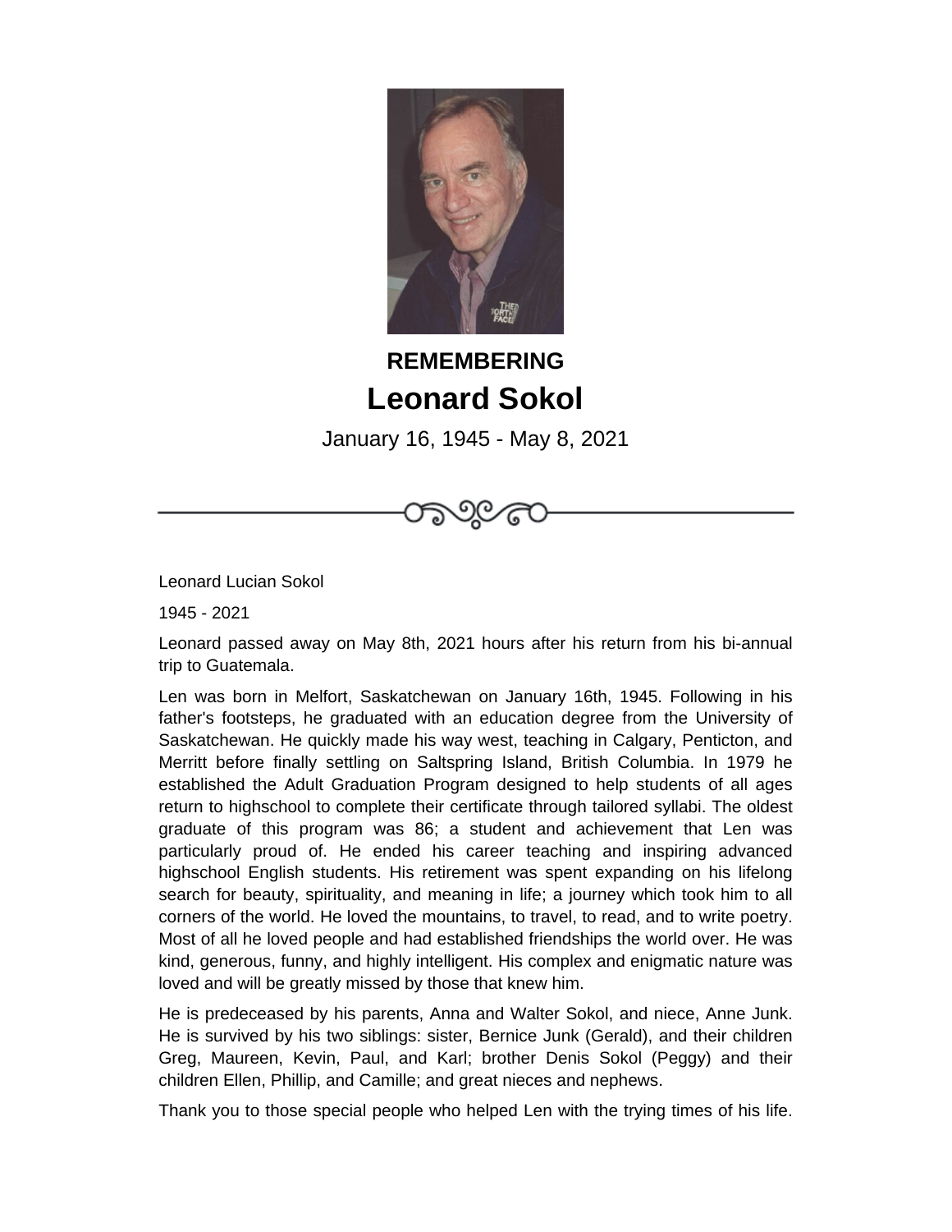**REMEMBERING**

# Leonard Sokol

January 16, 1945 - May 8, 2021

Leonard Lucian Sokol

1945 - 2021

Leonard passed away on May 8th, 2021 hours after his return from his bi-annual trip to Guatemala.

Len was born in Melfort, Saskatchewan on January 16th, 1945. Following in his father's footsteps, he graduated with an education degree from the University of Saskatchewan. He quickly made his way west, teaching in Calgary, Penticton, and Merritt before finally settling on Saltspring Island, British Columbia. In 1979 he established the Adult Graduation Program designed to help students of all ages return to highschool to complete their certificate through tailored syllabi. The oldest graduate of this program was 86; a student and achievement that Len was particularly proud of. He ended his career teaching and inspiring advanced highschool English students. His retirement was spent expanding on his lifelong search for beauty, spirituality, and meaning in life; a journey which took him to all corners of the world. He loved the mountains, to travel, to read, and to write poetry. Most of all he loved people and had established friendships the world over. He was kind, generous, funny, and highly intelligent. His complex and enigmatic nature was loved and will be greatly missed by those that knew him.

He is predeceased by his parents, Anna and Walter Sokol, and niece, Anne Junk. He is survived by his two siblings: sister, Bernice Junk (Gerald), and their children Greg, Maureen, Kevin, Paul, and Karl; brother Denis Sokol (Peggy) and their children Ellen, Phillip, and Camille; and great nieces and nephews.

Thank you to those special people who helped Len with the trying times of his life.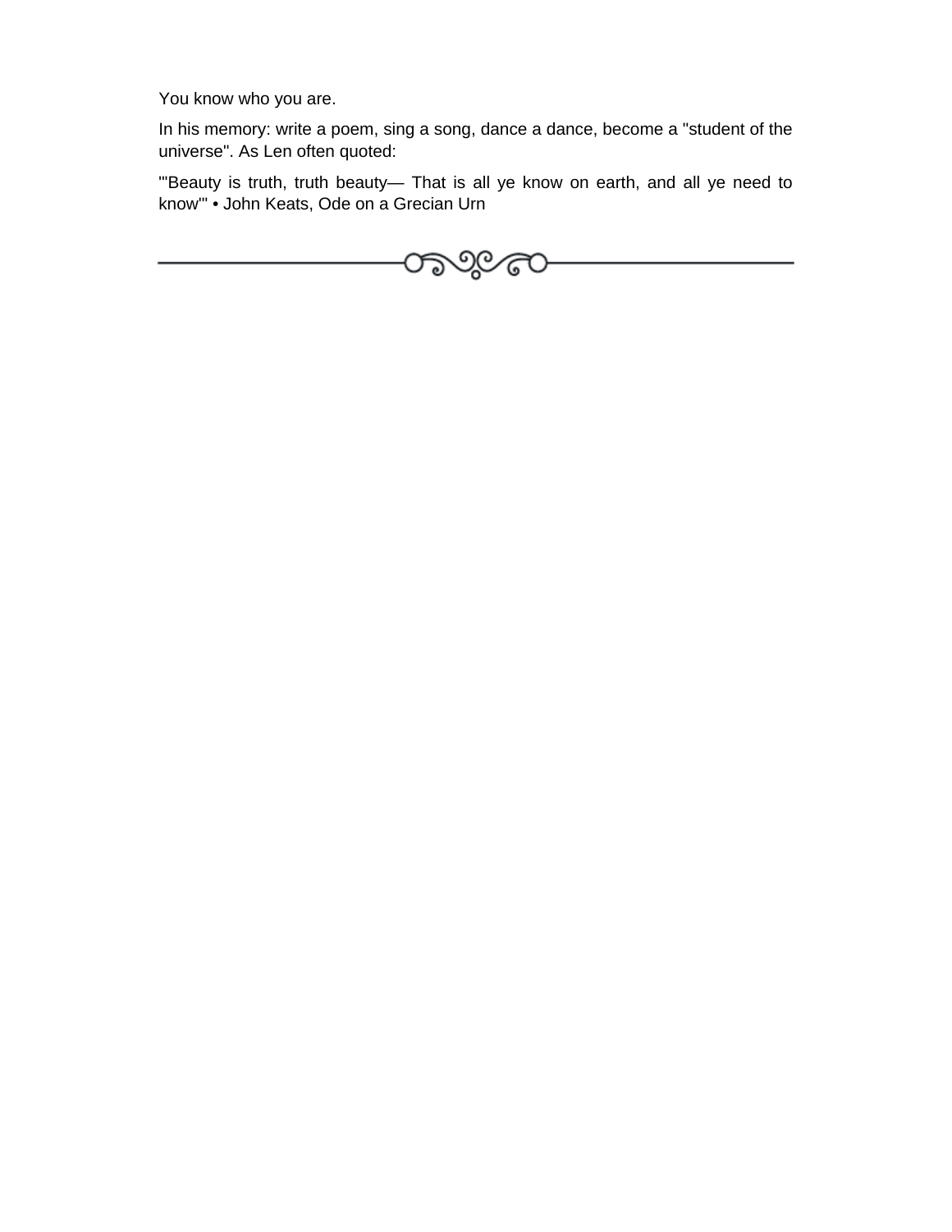You know who you are.

In his memory: write a poem, sing a song, dance a dance, become a "student of the universe". As Len often quoted:

"'Beauty is truth, truth beauty— That is all ye know on earth, and all ye need to know'" • John Keats, Ode on a Grecian Urn